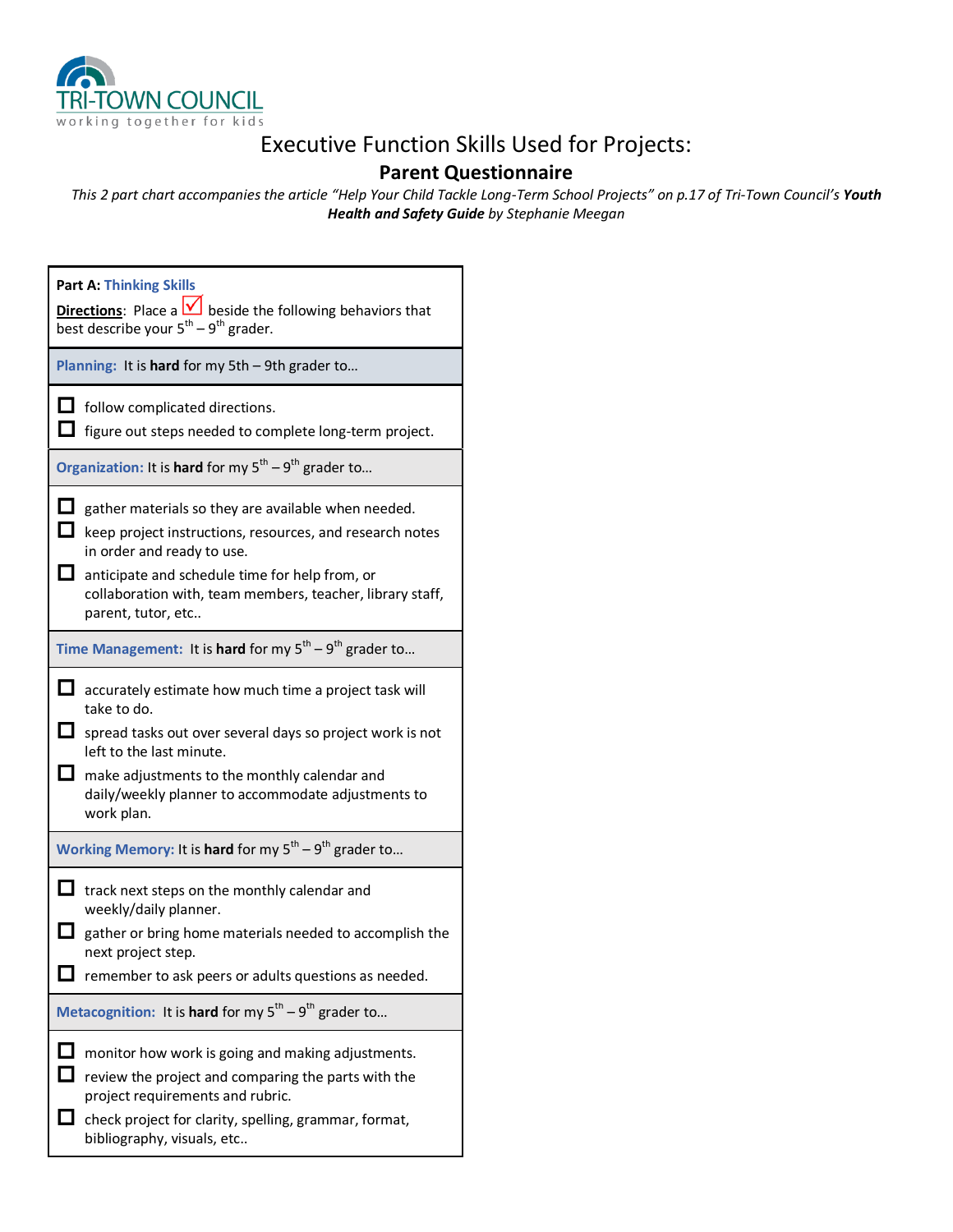TRI-TOWN COUNCIL
working together for kids

# Executive Function Skills Used for Projects:

## Parent Questionnaire

*This 2 part chart accompanies the article "Help Your Child Tackle Long-Term School Projects" on p.17 of Tri-Town Council's* ***Youth Health and Safety Guide*** *by Stephanie Meegan*

**Part A:** **Thinking Skills**

**Directions**: Place a ☑ beside the following behaviors that best describe your $5^{th}$ – $9^{th}$ grader.

**Planning:** It is **hard** for my 5th – 9th grader to…

- ☐ follow complicated directions.
- ☐ figure out steps needed to complete long-term project.

**Organization:** It is **hard** for my $5^{th}$ – $9^{th}$ grader to…

- ☐ gather materials so they are available when needed.
- ☐ keep project instructions, resources, and research notes in order and ready to use.
- ☐ anticipate and schedule time for help from, or collaboration with, team members, teacher, library staff, parent, tutor, etc..

**Time Management:** It is **hard** for my $5^{th}$ – $9^{th}$ grader to…

- ☐ accurately estimate how much time a project task will take to do.
- ☐ spread tasks out over several days so project work is not left to the last minute.
- ☐ make adjustments to the monthly calendar and daily/weekly planner to accommodate adjustments to work plan.

**Working Memory:** It is **hard** for my $5^{th}$ – $9^{th}$ grader to…

- ☐ track next steps on the monthly calendar and weekly/daily planner.
- ☐ gather or bring home materials needed to accomplish the next project step.
- ☐ remember to ask peers or adults questions as needed.

**Metacognition:** It is **hard** for my $5^{th}$ – $9^{th}$ grader to…

- ☐ monitor how work is going and making adjustments.
- ☐ review the project and comparing the parts with the project requirements and rubric.
- ☐ check project for clarity, spelling, grammar, format, bibliography, visuals, etc..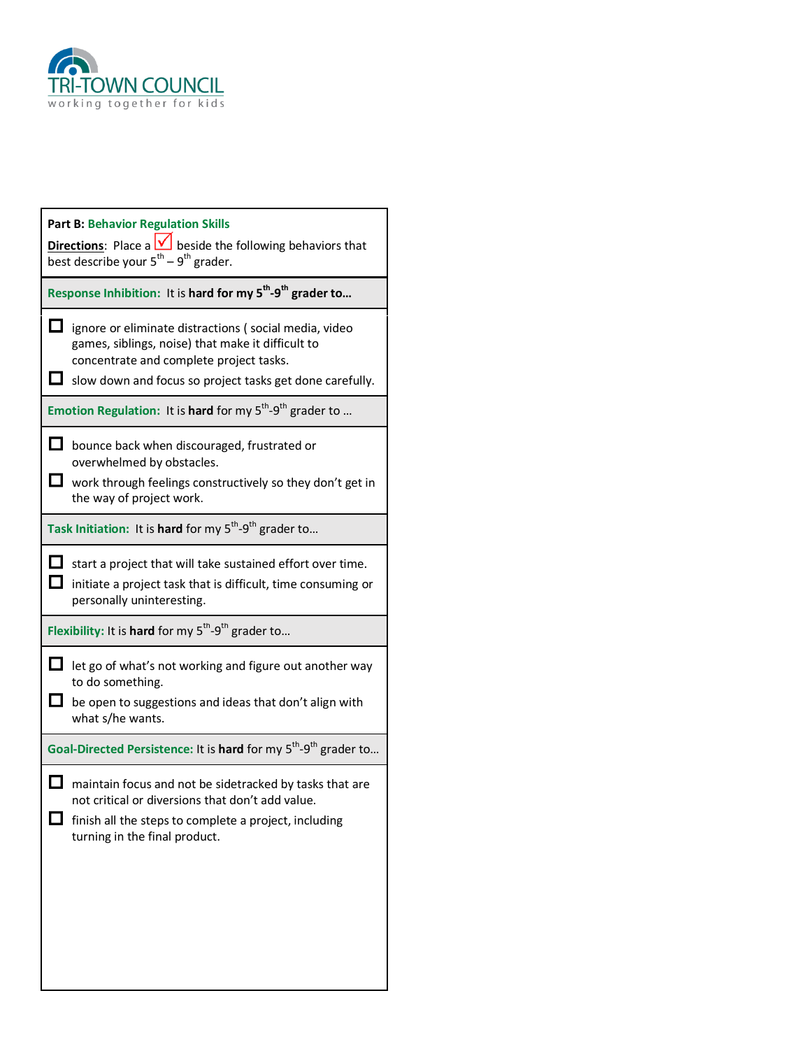TRI-TOWN COUNCIL
working together for kids

**Part B: Behavior Regulation Skills**

**Directions**: Place a ☑ beside the following behaviors that best describe your 5th – 9th grader.

**Response Inhibition:** It is **hard for my 5th-9th grader to…**

- ☐ ignore or eliminate distractions ( social media, video games, siblings, noise) that make it difficult to concentrate and complete project tasks.
- ☐ slow down and focus so project tasks get done carefully.

**Emotion Regulation:** It is **hard** for my 5th-9th grader to …

- ☐ bounce back when discouraged, frustrated or overwhelmed by obstacles.
- ☐ work through feelings constructively so they don't get in the way of project work.

**Task Initiation:** It is **hard** for my 5th-9th grader to…

- ☐ start a project that will take sustained effort over time.
- ☐ initiate a project task that is difficult, time consuming or personally uninteresting.

**Flexibility:** It is **hard** for my 5th-9th grader to…

- ☐ let go of what's not working and figure out another way to do something.
- ☐ be open to suggestions and ideas that don't align with what s/he wants.

**Goal-Directed Persistence:** It is **hard** for my 5th-9th grader to…

- ☐ maintain focus and not be sidetracked by tasks that are not critical or diversions that don't add value.
- ☐ finish all the steps to complete a project, including turning in the final product.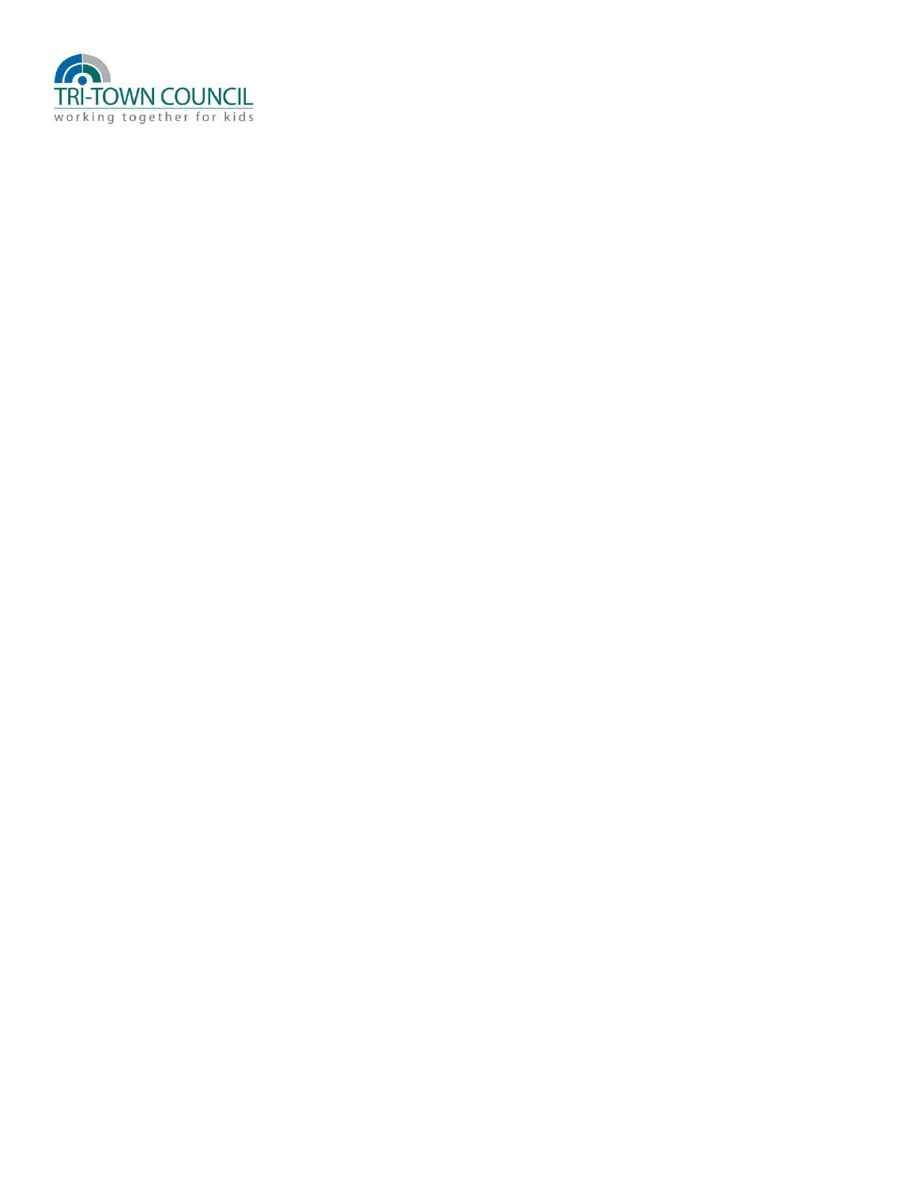TRI-TOWN COUNCIL

working together for kids